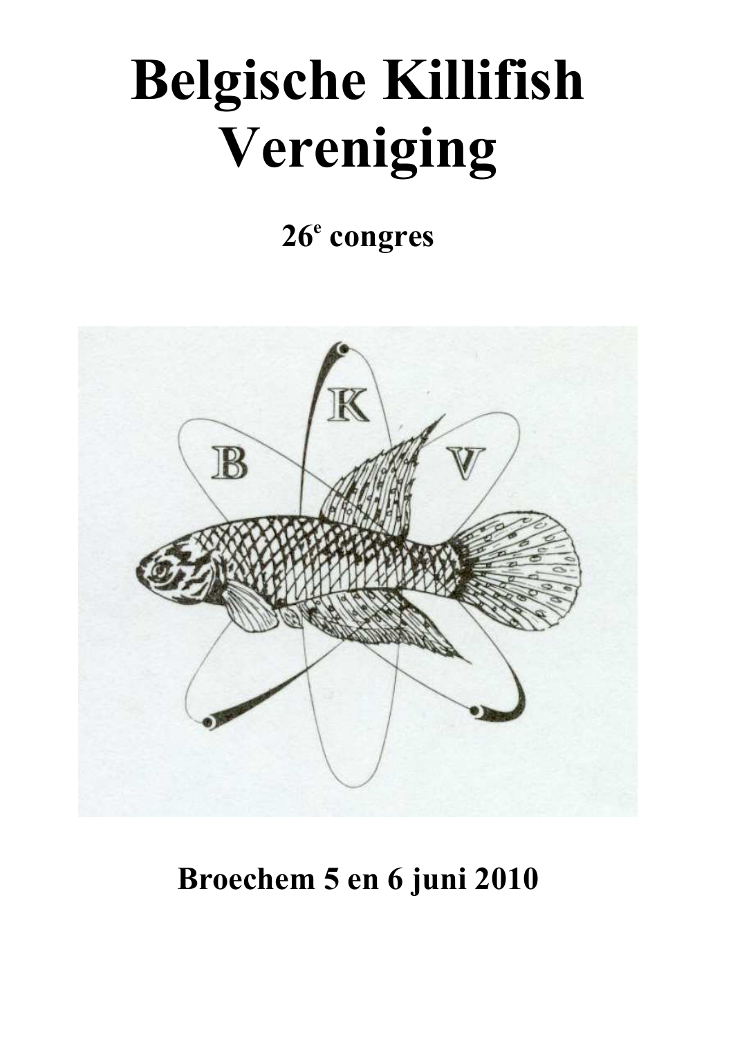# Belgische Killifish Vereniging

## 26e congres

## Broechem 5 en 6 juni 2010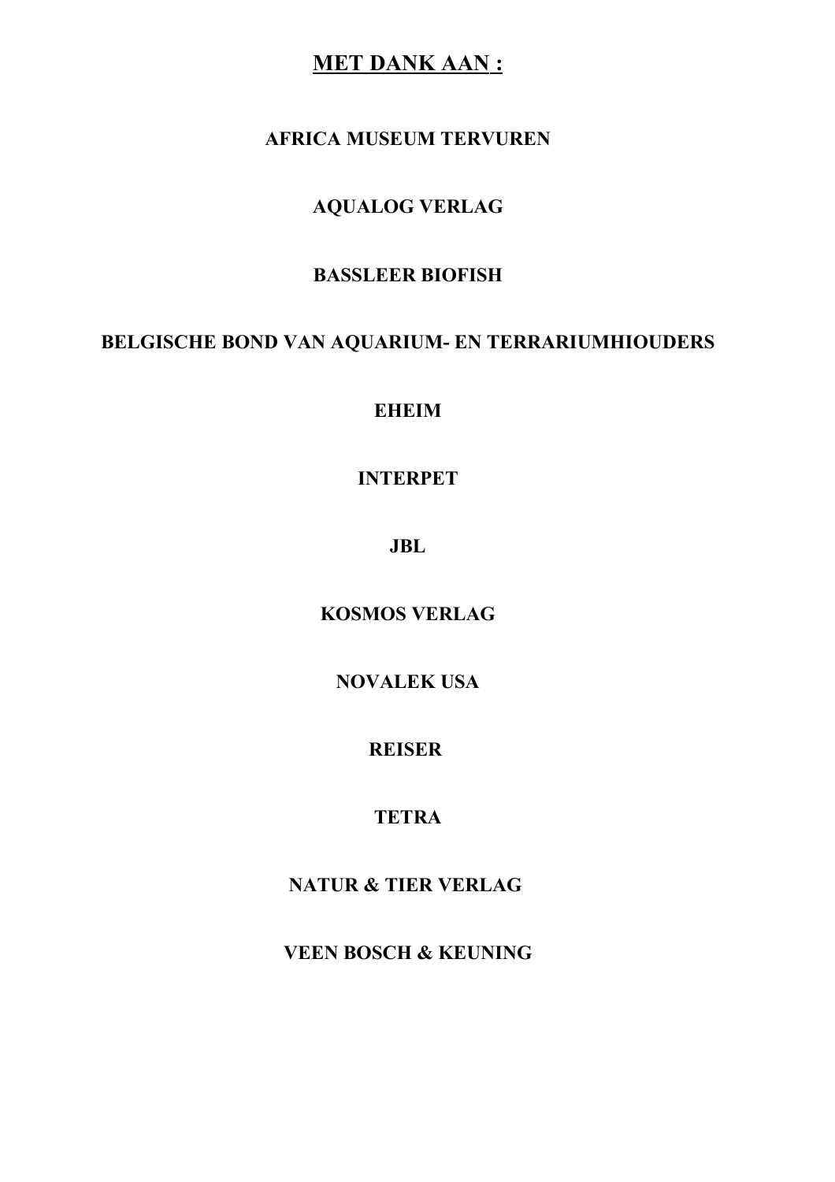# MET DANK AAN :

**AFRICA MUSEUM TERVUREN**

**AQUALOG VERLAG**

**BASSLEER BIOFISH**

**BELGISCHE BOND VAN AQUARIUM- EN TERRARIUMHIOUDERS**

**EHEIM**

**INTERPET**

**JBL**

**KOSMOS VERLAG**

**NOVALEK USA**

**REISER**

**TETRA**

**NATUR & TIER VERLAG**

**VEEN BOSCH & KEUNING**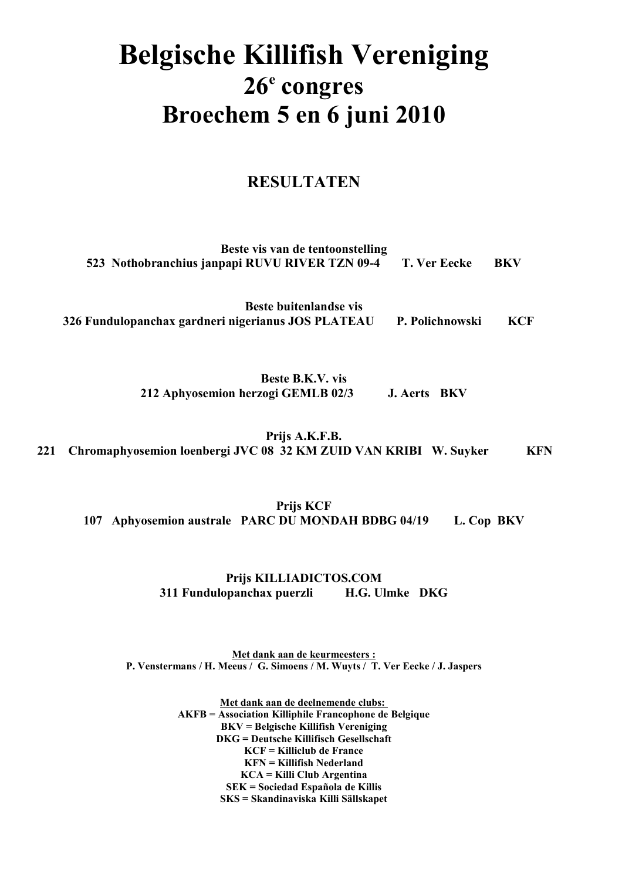# Belgische Killifish Vereniging

## 26e congres

## Broechem 5 en 6 juni 2010

### RESULTATEN

**Beste vis van de tentoonstelling**
**523 Nothobranchius janpapi RUVU RIVER TZN 09-4 T. Ver Eecke BKV**

**Beste buitenlandse vis**
**326 Fundulopanchax gardneri nigerianus JOS PLATEAU P. Polichnowski KCF**

**Beste B.K.V. vis**
**212 Aphyosemion herzogi GEMLB 02/3 J. Aerts BKV**

**Prijs A.K.F.B.**
**221 Chromaphyosemion loenbergi JVC 08 32 KM ZUID VAN KRIBI W. Suyker KFN**

**Prijs KCF**
**107 Aphyosemion australe PARC DU MONDAH BDBG 04/19 L. Cop BKV**

**Prijs KILLIADICTOS.COM**
**311 Fundulopanchax puerzli H.G. Ulmke DKG**

**Met dank aan de keurmeesters :**
**P. Venstermans / H. Meeus / G. Simoens / M. Wuyts / T. Ver Eecke / J. Jaspers**

**Met dank aan de deelnemende clubs:**
**AKFB = Association Killiphile Francophone de Belgique**
**BKV = Belgische Killifish Vereniging**
**DKG = Deutsche Killifisch Gesellschaft**
**KCF = Killiclub de France**
**KFN = Killifish Nederland**
**KCA = Killi Club Argentina**
**SEK = Sociedad Española de Killis**
**SKS = Skandinaviska Killi Sällskapet**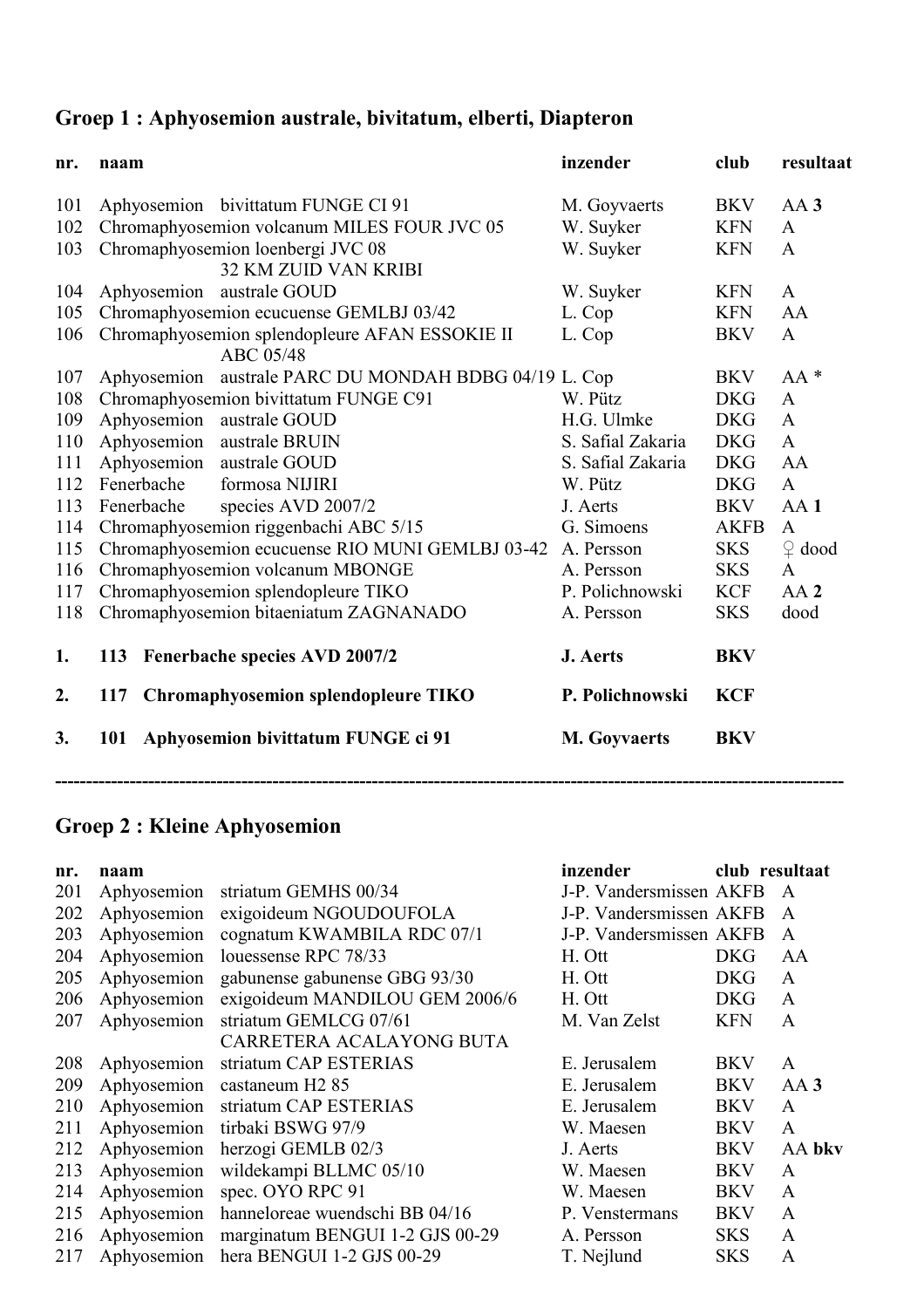## Groep 1 : Aphyosemion australe, bivitatum, elberti, Diapteron

| nr. | naam | inzender | club | resultaat |
|---|---|---|---|---|
| 101 | Aphyosemion bivittatum FUNGE CI 91 | M. Goyvaerts | BKV | AA **3** |
| 102 | Chromaphyosemion volcanum MILES FOUR JVC 05 | W. Suyker | KFN | A |
| 103 | Chromaphyosemion loenbergi JVC 08 32 KM ZUID VAN KRIBI | W. Suyker | KFN | A |
| 104 | Aphyosemion australe GOUD | W. Suyker | KFN | A |
| 105 | Chromaphyosemion ecucuense GEMLBJ 03/42 | L. Cop | KFN | AA |
| 106 | Chromaphyosemion splendopleure AFAN ESSOKIE II ABC 05/48 | L. Cop | BKV | A |
| 107 | Aphyosemion australe PARC DU MONDAH BDBG 04/19 | L. Cop | BKV | AA * |
| 108 | Chromaphyosemion bivittatum FUNGE C91 | W. Pütz | DKG | A |
| 109 | Aphyosemion australe GOUD | H.G. Ulmke | DKG | A |
| 110 | Aphyosemion australe BRUIN | S. Safial Zakaria | DKG | A |
| 111 | Aphyosemion australe GOUD | S. Safial Zakaria | DKG | AA |
| 112 | Fenerbache formosa NIJIRI | W. Pütz | DKG | A |
| 113 | Fenerbache species AVD 2007/2 | J. Aerts | BKV | AA **1** |
| 114 | Chromaphyosemion riggenbachi ABC 5/15 | G. Simoens | AKFB | A |
| 115 | Chromaphyosemion ecucuense RIO MUNI GEMLBJ 03-42 | A. Persson | SKS | ♀ dood |
| 116 | Chromaphyosemion volcanum MBONGE | A. Persson | SKS | A |
| 117 | Chromaphyosemion splendopleure TIKO | P. Polichnowski | KCF | AA **2** |
| 118 | Chromaphyosemion bitaeniatum ZAGNANADO | A. Persson | SKS | dood |

**1.** **113 Fenerbache species AVD 2007/2** — **J. Aerts** — **BKV**

**2.** **117 Chromaphyosemion splendopleure TIKO** — **P. Polichnowski** — **KCF**

**3.** **101 Aphyosemion bivittatum FUNGE ci 91** — **M. Goyvaerts** — **BKV**

---

## Groep 2 : Kleine Aphyosemion

| nr. | naam | inzender | club | resultaat |
|---|---|---|---|---|
| 201 | Aphyosemion striatum GEMHS 00/34 | J-P. Vandersmissen | AKFB | A |
| 202 | Aphyosemion exigoideum NGOUDOUFOLA | J-P. Vandersmissen | AKFB | A |
| 203 | Aphyosemion cognatum KWAMBILA RDC 07/1 | J-P. Vandersmissen | AKFB | A |
| 204 | Aphyosemion louessense RPC 78/33 | H. Ott | DKG | AA |
| 205 | Aphyosemion gabunense gabunense GBG 93/30 | H. Ott | DKG | A |
| 206 | Aphyosemion exigoideum MANDILOU GEM 2006/6 | H. Ott | DKG | A |
| 207 | Aphyosemion striatum GEMLCG 07/61 CARRETERA ACALAYONG BUTA | M. Van Zelst | KFN | A |
| 208 | Aphyosemion striatum CAP ESTERIAS | E. Jerusalem | BKV | A |
| 209 | Aphyosemion castaneum H2 85 | E. Jerusalem | BKV | AA **3** |
| 210 | Aphyosemion striatum CAP ESTERIAS | E. Jerusalem | BKV | A |
| 211 | Aphyosemion tirbaki BSWG 97/9 | W. Maesen | BKV | A |
| 212 | Aphyosemion herzogi GEMLB 02/3 | J. Aerts | BKV | AA **bkv** |
| 213 | Aphyosemion wildekampi BLLMC 05/10 | W. Maesen | BKV | A |
| 214 | Aphyosemion spec. OYO RPC 91 | W. Maesen | BKV | A |
| 215 | Aphyosemion hanneloreae wuendschi BB 04/16 | P. Venstermans | BKV | A |
| 216 | Aphyosemion marginatum BENGUI 1-2 GJS 00-29 | A. Persson | SKS | A |
| 217 | Aphyosemion hera BENGUI 1-2 GJS 00-29 | T. Nejlund | SKS | A |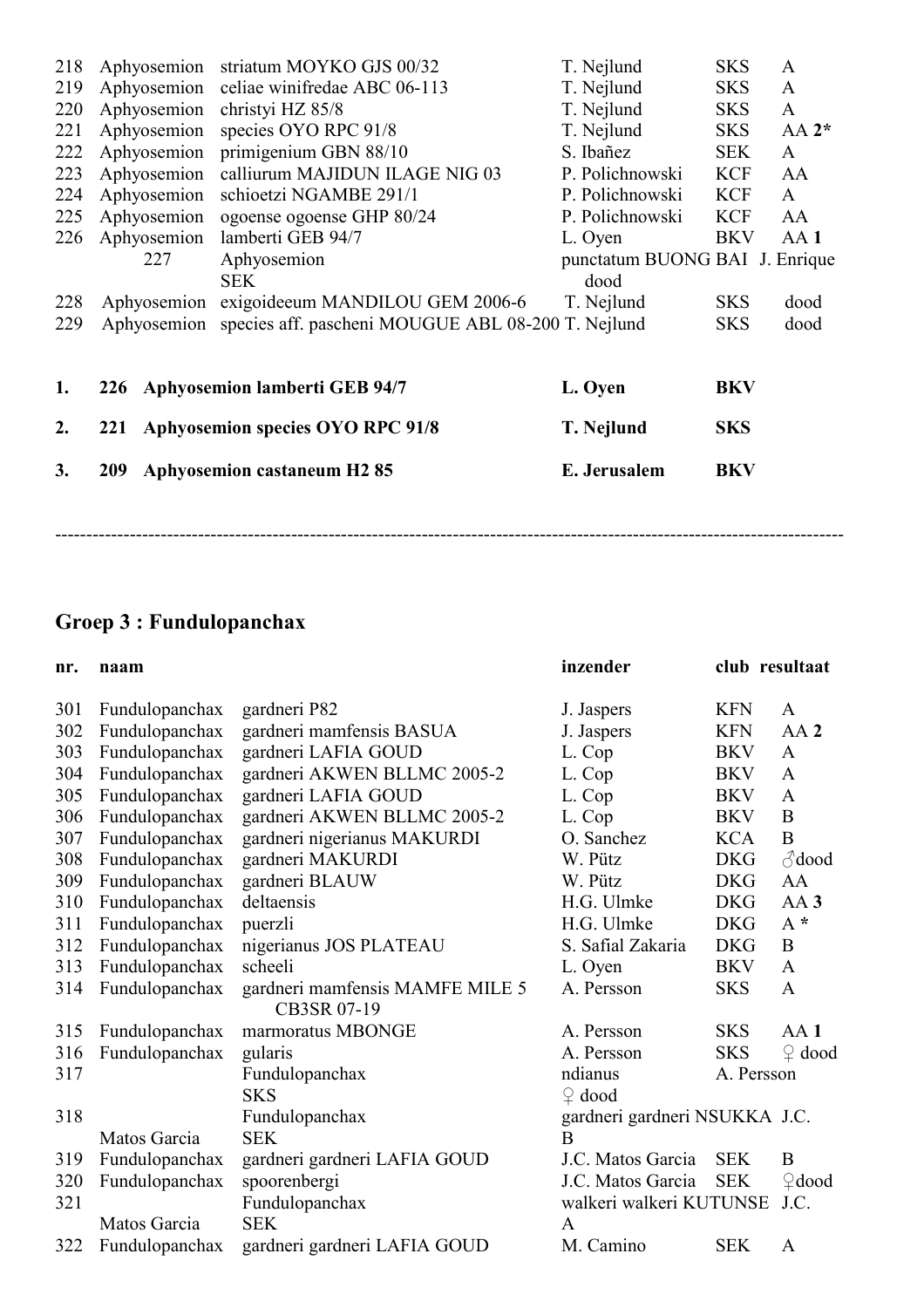| nr. | | naam | inzender | club | resultaat |
|---|---|---|---|---|---|
| 218 | Aphyosemion | striatum MOYKO GJS 00/32 | T. Nejlund | SKS | A |
| 219 | Aphyosemion | celiae winifredae ABC 06-113 | T. Nejlund | SKS | A |
| 220 | Aphyosemion | christyi HZ 85/8 | T. Nejlund | SKS | A |
| 221 | Aphyosemion | species OYO RPC 91/8 | T. Nejlund | SKS | AA **2*** |
| 222 | Aphyosemion | primigenium GBN 88/10 | S. Ibañez | SEK | A |
| 223 | Aphyosemion | calliurum MAJIDUN ILAGE NIG 03 | P. Polichnowski | KCF | AA |
| 224 | Aphyosemion | schioetzi NGAMBE 291/1 | P. Polichnowski | KCF | A |
| 225 | Aphyosemion | ogoense ogoense GHP 80/24 | P. Polichnowski | KCF | AA |
| 226 | Aphyosemion | lamberti GEB 94/7 | L. Oyen | BKV | AA **1** |
| 227 | Aphyosemion SEK | | punctatum BUONG BAI J. Enrique dood | | |
| 228 | Aphyosemion | exigoideeum MANDILOU GEM 2006-6 | T. Nejlund | SKS | dood |
| 229 | Aphyosemion | species aff. pascheni MOUGUE ABL 08-200 | T. Nejlund | SKS | dood |

| | | | | |
|---|---|---|---|---|
| **1.** | **226** | **Aphyosemion lamberti GEB 94/7** | **L. Oyen** | **BKV** |
| **2.** | **221** | **Aphyosemion species OYO RPC 91/8** | **T. Nejlund** | **SKS** |
| **3.** | **209** | **Aphyosemion castaneum H2 85** | **E. Jerusalem** | **BKV** |

---

## Groep 3 : Fundulopanchax

| nr. | naam | | inzender | club | resultaat |
|---|---|---|---|---|---|
| 301 | Fundulopanchax | gardneri P82 | J. Jaspers | KFN | A |
| 302 | Fundulopanchax | gardneri mamfensis BASUA | J. Jaspers | KFN | AA **2** |
| 303 | Fundulopanchax | gardneri LAFIA GOUD | L. Cop | BKV | A |
| 304 | Fundulopanchax | gardneri AKWEN BLLMC 2005-2 | L. Cop | BKV | A |
| 305 | Fundulopanchax | gardneri LAFIA GOUD | L. Cop | BKV | A |
| 306 | Fundulopanchax | gardneri AKWEN BLLMC 2005-2 | L. Cop | BKV | B |
| 307 | Fundulopanchax | gardneri nigerianus MAKURDI | O. Sanchez | KCA | B |
| 308 | Fundulopanchax | gardneri MAKURDI | W. Pütz | DKG | ♂dood |
| 309 | Fundulopanchax | gardneri BLAUW | W. Pütz | DKG | AA |
| 310 | Fundulopanchax | deltaensis | H.G. Ulmke | DKG | AA **3** |
| 311 | Fundulopanchax | puerzli | H.G. Ulmke | DKG | A * |
| 312 | Fundulopanchax | nigerianus JOS PLATEAU | S. Safial Zakaria | DKG | B |
| 313 | Fundulopanchax | scheeli | L. Oyen | BKV | A |
| 314 | Fundulopanchax | gardneri mamfensis MAMFE MILE 5 CB3SR 07-19 | A. Persson | SKS | A |
| 315 | Fundulopanchax | marmoratus MBONGE | A. Persson | SKS | AA **1** |
| 316 | Fundulopanchax | gularis | A. Persson | SKS | ♀ dood |
| 317 | | Fundulopanchax SKS | ndianus ♀ dood | A. Persson | |
| 318 | Matos Garcia | Fundulopanchax SEK | gardneri gardneri NSUKKA J.C. B | | |
| 319 | Fundulopanchax | gardneri gardneri LAFIA GOUD | J.C. Matos Garcia | SEK | B |
| 320 | Fundulopanchax | spoorenbergi | J.C. Matos Garcia | SEK | ♀dood |
| 321 | Matos Garcia | Fundulopanchax SEK | walkeri walkeri KUTUNSE J.C. A | | |
| 322 | Fundulopanchax | gardneri gardneri LAFIA GOUD | M. Camino | SEK | A |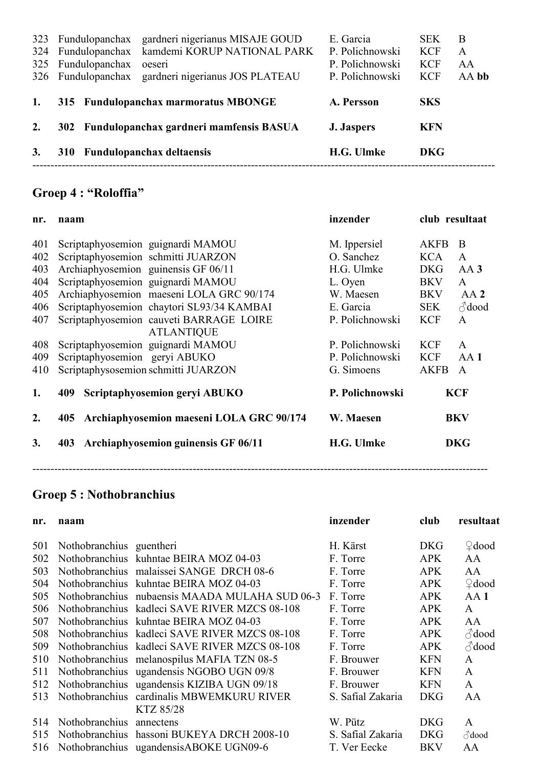| nr. | naam | inzender | club | resultaat |
|---|---|---|---|---|
| 323 | Fundulopanchax gardneri nigerianus MISAJE GOUD | E. Garcia | SEK | B |
| 324 | Fundulopanchax kamdemi KORUP NATIONAL PARK | P. Polichnowski | KCF | A |
| 325 | Fundulopanchax oeseri | P. Polichnowski | KCF | AA |
| 326 | Fundulopanchax gardneri nigerianus JOS PLATEAU | P. Polichnowski | KCF | AA **bb** |

**1. 315 Fundulopanchax marmoratus MBONGE — A. Persson — SKS**

**2. 302 Fundulopanchax gardneri mamfensis BASUA — J. Jaspers — KFN**

**3. 310 Fundulopanchax deltaensis — H.G. Ulmke — DKG**

---

## Groep 4 : "Roloffia"

| nr. | naam | inzender | club | resultaat |
|---|---|---|---|---|
| 401 | Scriptaphyosemion guignardi MAMOU | M. Ippersiel | AKFB | B |
| 402 | Scriptaphyosemion schmitti JUARZON | O. Sanchez | KCA | A |
| 403 | Archiaphyosemion guinensis GF 06/11 | H.G. Ulmke | DKG | AA **3** |
| 404 | Scriptaphyosemion guignardi MAMOU | L. Oyen | BKV | A |
| 405 | Archiaphyosemion maeseni LOLA GRC 90/174 | W. Maesen | BKV | AA **2** |
| 406 | Scriptaphyosemion chaytori SL93/34 KAMBAI | E. Garcia | SEK | ♂dood |
| 407 | Scriptaphyosemion cauveti BARRAGE LOIRE ATLANTIQUE | P. Polichnowski | KCF | A |
| 408 | Scriptaphyosemion guignardi MAMOU | P. Polichnowski | KCF | A |
| 409 | Scriptaphyosemion geryi ABUKO | P. Polichnowski | KCF | AA **1** |
| 410 | Scriptaphysosemion schmitti JUARZON | G. Simoens | AKFB | A |

**1. 409 Scriptaphyosemion geryi ABUKO — P. Polichnowski — KCF**

**2. 405 Archiaphyosemion maeseni LOLA GRC 90/174 — W. Maesen — BKV**

**3. 403 Archiaphyosemion guinensis GF 06/11 — H.G. Ulmke — DKG**

---

## Groep 5 : Nothobranchius

| nr. | naam | inzender | club | resultaat |
|---|---|---|---|---|
| 501 | Nothobranchius guentheri | H. Kärst | DKG | ♀dood |
| 502 | Nothobranchius kuhntae BEIRA MOZ 04-03 | F. Torre | APK | AA |
| 503 | Nothobranchius malaissei SANGE DRCH 08-6 | F. Torre | APK | AA |
| 504 | Nothobranchius kuhntae BEIRA MOZ 04-03 | F. Torre | APK | ♀dood |
| 505 | Nothobranchius nubaensis MAADA MULAHA SUD 06-3 | F. Torre | APK | AA **1** |
| 506 | Nothobranchius kadleci SAVE RIVER MZCS 08-108 | F. Torre | APK | A |
| 507 | Nothobranchius kuhntae BEIRA MOZ 04-03 | F. Torre | APK | AA |
| 508 | Nothobranchius kadleci SAVE RIVER MZCS 08-108 | F. Torre | APK | ♂dood |
| 509 | Nothobranchius kadleci SAVE RIVER MZCS 08-108 | F. Torre | APK | ♂dood |
| 510 | Nothobranchius melanospilus MAFIA TZN 08-5 | F. Brouwer | KFN | A |
| 511 | Nothobranchius ugandensis NGOBO UGN 09/8 | F. Brouwer | KFN | A |
| 512 | Nothobranchius ugandensis KIZIBA UGN 09/18 | F. Brouwer | KFN | A |
| 513 | Nothobranchius cardinalis MBWEMKURU RIVER KTZ 85/28 | S. Safial Zakaria | DKG | AA |
| 514 | Nothobranchius annectens | W. Pütz | DKG | A |
| 515 | Nothobranchius hassoni BUKEYA DRCH 2008-10 | S. Safial Zakaria | DKG | ♂dood |
| 516 | Nothobranchius ugandensisABOKE UGN09-6 | T. Ver Eecke | BKV | AA |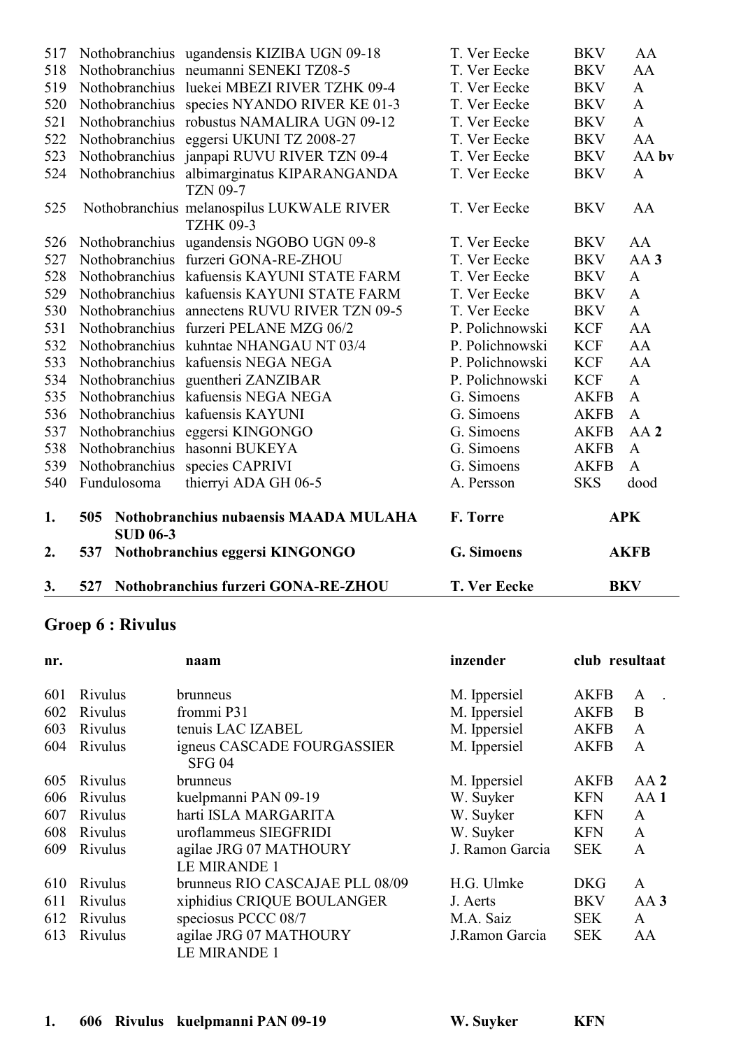| | | | | | |
|---|---|---|---|---|---|
| 517 | Nothobranchius | ugandensis KIZIBA UGN 09-18 | T. Ver Eecke | BKV | AA |
| 518 | Nothobranchius | neumanni SENEKI TZ08-5 | T. Ver Eecke | BKV | AA |
| 519 | Nothobranchius | luekei MBEZI RIVER TZHK 09-4 | T. Ver Eecke | BKV | A |
| 520 | Nothobranchius | species NYANDO RIVER KE 01-3 | T. Ver Eecke | BKV | A |
| 521 | Nothobranchius | robustus NAMALIRA UGN 09-12 | T. Ver Eecke | BKV | A |
| 522 | Nothobranchius | eggersi UKUNI TZ 2008-27 | T. Ver Eecke | BKV | AA |
| 523 | Nothobranchius | janpapi RUVU RIVER TZN 09-4 | T. Ver Eecke | BKV | AA **bv** |
| 524 | Nothobranchius | albimarginatus KIPARANGANDA TZN 09-7 | T. Ver Eecke | BKV | A |
| 525 | Nothobranchius | melanospilus LUKWALE RIVER TZHK 09-3 | T. Ver Eecke | BKV | AA |
| 526 | Nothobranchius | ugandensis NGOBO UGN 09-8 | T. Ver Eecke | BKV | AA |
| 527 | Nothobranchius | furzeri GONA-RE-ZHOU | T. Ver Eecke | BKV | AA **3** |
| 528 | Nothobranchius | kafuensis KAYUNI STATE FARM | T. Ver Eecke | BKV | A |
| 529 | Nothobranchius | kafuensis KAYUNI STATE FARM | T. Ver Eecke | BKV | A |
| 530 | Nothobranchius | annectens RUVU RIVER TZN 09-5 | T. Ver Eecke | BKV | A |
| 531 | Nothobranchius | furzeri PELANE MZG 06/2 | P. Polichnowski | KCF | AA |
| 532 | Nothobranchius | kuhntae NHANGAU NT 03/4 | P. Polichnowski | KCF | AA |
| 533 | Nothobranchius | kafuensis NEGA NEGA | P. Polichnowski | KCF | AA |
| 534 | Nothobranchius | guentheri ZANZIBAR | P. Polichnowski | KCF | A |
| 535 | Nothobranchius | kafuensis NEGA NEGA | G. Simoens | AKFB | A |
| 536 | Nothobranchius | kafuensis KAYUNI | G. Simoens | AKFB | A |
| 537 | Nothobranchius | eggersi KINGONGO | G. Simoens | AKFB | AA **2** |
| 538 | Nothobranchius | hasonni BUKEYA | G. Simoens | AKFB | A |
| 539 | Nothobranchius | species CAPRIVI | G. Simoens | AKFB | A |
| 540 | Fundulosoma | thierryi ADA GH 06-5 | A. Persson | SKS | dood |

| | | | | |
|---|---|---|---|---|
| **1.** | **505** | **Nothobranchius nubaensis MAADA MULAHA SUD 06-3** | **F. Torre** | **APK** |
| **2.** | **537** | **Nothobranchius eggersi KINGONGO** | **G. Simoens** | **AKFB** |
| **3.** | **527** | **Nothobranchius furzeri GONA-RE-ZHOU** | **T. Ver Eecke** | **BKV** |

## Groep 6 : Rivulus

| nr. | | naam | inzender | club | resultaat |
|---|---|---|---|---|---|
| 601 | Rivulus | brunneus | M. Ippersiel | AKFB | A . |
| 602 | Rivulus | frommi P31 | M. Ippersiel | AKFB | B |
| 603 | Rivulus | tenuis LAC IZABEL | M. Ippersiel | AKFB | A |
| 604 | Rivulus | igneus CASCADE FOURGASSIER SFG 04 | M. Ippersiel | AKFB | A |
| 605 | Rivulus | brunneus | M. Ippersiel | AKFB | AA **2** |
| 606 | Rivulus | kuelpmanni PAN 09-19 | W. Suyker | KFN | AA **1** |
| 607 | Rivulus | harti ISLA MARGARITA | W. Suyker | KFN | A |
| 608 | Rivulus | uroflammeus SIEGFRIDI | W. Suyker | KFN | A |
| 609 | Rivulus | agilae JRG 07 MATHOURY LE MIRANDE 1 | J. Ramon Garcia | SEK | A |
| 610 | Rivulus | brunneus RIO CASCAJAE PLL 08/09 | H.G. Ulmke | DKG | A |
| 611 | Rivulus | xiphidius CRIQUE BOULANGER | J. Aerts | BKV | AA **3** |
| 612 | Rivulus | speciosus PCCC 08/7 | M.A. Saiz | SEK | A |
| 613 | Rivulus | agilae JRG 07 MATHOURY LE MIRANDE 1 | J.Ramon Garcia | SEK | AA |

| | | | | |
|---|---|---|---|---|
| **1.** | **606** | **Rivulus kuelpmanni PAN 09-19** | **W. Suyker** | **KFN** |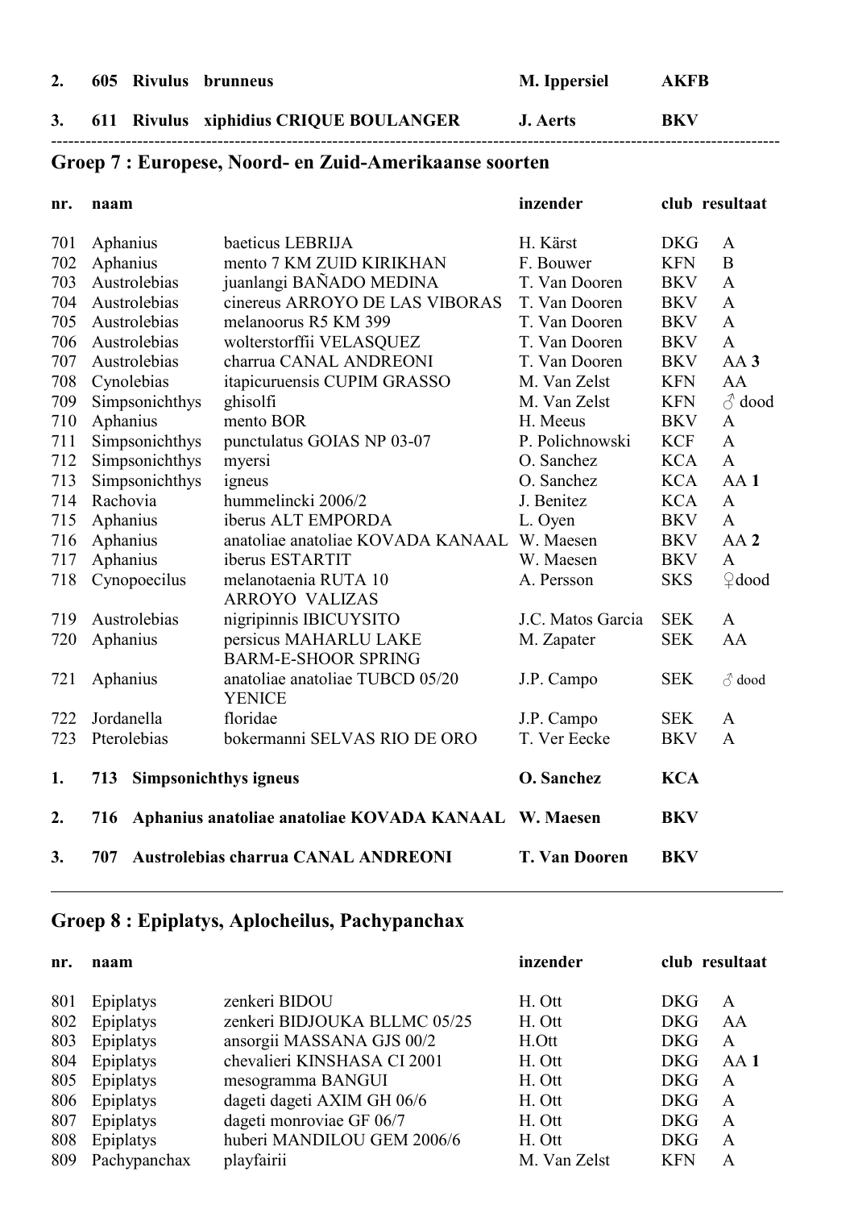| | | | | |
|---|---|---|---|---|
| **2.** | **605** | **Rivulus brunneus** | **M. Ippersiel** | **AKFB** |
| **3.** | **611** | **Rivulus xiphidius CRIQUE BOULANGER** | **J. Aerts** | **BKV** |

---

## Groep 7 : Europese, Noord- en Zuid-Amerikaanse soorten

| nr. | naam | | inzender | club | resultaat |
|---|---|---|---|---|---|
| 701 | Aphanius | baeticus LEBRIJA | H. Kärst | DKG | A |
| 702 | Aphanius | mento 7 KM ZUID KIRIKHAN | F. Bouwer | KFN | B |
| 703 | Austrolebias | juanlangi BAÑADO MEDINA | T. Van Dooren | BKV | A |
| 704 | Austrolebias | cinereus ARROYO DE LAS VIBORAS | T. Van Dooren | BKV | A |
| 705 | Austrolebias | melanoorus R5 KM 399 | T. Van Dooren | BKV | A |
| 706 | Austrolebias | wolterstorffii VELASQUEZ | T. Van Dooren | BKV | A |
| 707 | Austrolebias | charrua CANAL ANDREONI | T. Van Dooren | BKV | AA **3** |
| 708 | Cynolebias | itapicuruensis CUPIM GRASSO | M. Van Zelst | KFN | AA |
| 709 | Simpsonichthys | ghisolfi | M. Van Zelst | KFN | ♂ dood |
| 710 | Aphanius | mento BOR | H. Meeus | BKV | A |
| 711 | Simpsonichthys | punctulatus GOIAS NP 03-07 | P. Polichnowski | KCF | A |
| 712 | Simpsonichthys | myersi | O. Sanchez | KCA | A |
| 713 | Simpsonichthys | igneus | O. Sanchez | KCA | AA **1** |
| 714 | Rachovia | hummelincki 2006/2 | J. Benitez | KCA | A |
| 715 | Aphanius | iberus ALT EMPORDA | L. Oyen | BKV | A |
| 716 | Aphanius | anatoliae anatoliae KOVADA KANAAL | W. Maesen | BKV | AA **2** |
| 717 | Aphanius | iberus ESTARTIT | W. Maesen | BKV | A |
| 718 | Cynopoecilus | melanotaenia RUTA 10 ARROYO VALIZAS | A. Persson | SKS | ♀dood |
| 719 | Austrolebias | nigripinnis IBICUYSITO | J.C. Matos Garcia | SEK | A |
| 720 | Aphanius | persicus MAHARLU LAKE BARM-E-SHOOR SPRING | M. Zapater | SEK | AA |
| 721 | Aphanius | anatoliae anatoliae TUBCD 05/20 YENICE | J.P. Campo | SEK | ♂ dood |
| 722 | Jordanella | floridae | J.P. Campo | SEK | A |
| 723 | Pterolebias | bokermanni SELVAS RIO DE ORO | T. Ver Eecke | BKV | A |

| | | | | |
|---|---|---|---|---|
| **1.** | **713** | **Simpsonichthys igneus** | **O. Sanchez** | **KCA** |
| **2.** | **716** | **Aphanius anatoliae anatoliae KOVADA KANAAL** | **W. Maesen** | **BKV** |
| **3.** | **707** | **Austrolebias charrua CANAL ANDREONI** | **T. Van Dooren** | **BKV** |

---

## Groep 8 : Epiplatys, Aplocheilus, Pachypanchax

| nr. | naam | | inzender | club | resultaat |
|---|---|---|---|---|---|
| 801 | Epiplatys | zenkeri BIDOU | H. Ott | DKG | A |
| 802 | Epiplatys | zenkeri BIDJOUKA BLLMC 05/25 | H. Ott | DKG | AA |
| 803 | Epiplatys | ansorgii MASSANA GJS 00/2 | H.Ott | DKG | A |
| 804 | Epiplatys | chevalieri KINSHASA CI 2001 | H. Ott | DKG | AA **1** |
| 805 | Epiplatys | mesogramma BANGUI | H. Ott | DKG | A |
| 806 | Epiplatys | dageti dageti AXIM GH 06/6 | H. Ott | DKG | A |
| 807 | Epiplatys | dageti monroviae GF 06/7 | H. Ott | DKG | A |
| 808 | Epiplatys | huberi MANDILOU GEM 2006/6 | H. Ott | DKG | A |
| 809 | Pachypanchax | playfairii | M. Van Zelst | KFN | A |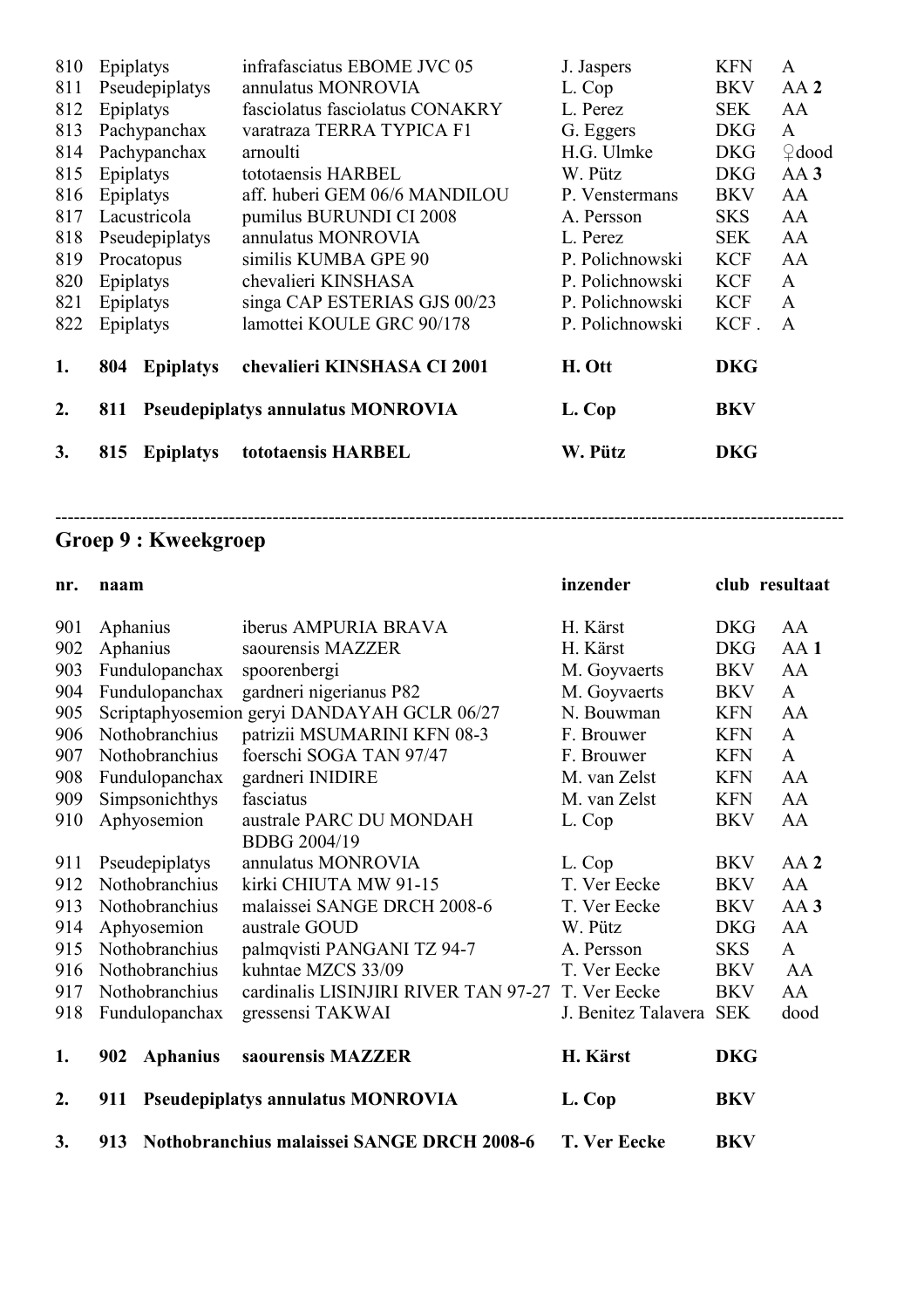| | | | | | |
|---|---|---|---|---|---|
| 810 | Epiplatys | infrafasciatus EBOME JVC 05 | J. Jaspers | KFN | A |
| 811 | Pseudepiplatys | annulatus MONROVIA | L. Cop | BKV | AA **2** |
| 812 | Epiplatys | fasciolatus fasciolatus CONAKRY | L. Perez | SEK | AA |
| 813 | Pachypanchax | varatraza TERRA TYPICA F1 | G. Eggers | DKG | A |
| 814 | Pachypanchax | arnoulti | H.G. Ulmke | DKG | ♀dood |
| 815 | Epiplatys | tototaensis HARBEL | W. Pütz | DKG | AA **3** |
| 816 | Epiplatys | aff. huberi GEM 06/6 MANDILOU | P. Venstermans | BKV | AA |
| 817 | Lacustricola | pumilus BURUNDI CI 2008 | A. Persson | SKS | AA |
| 818 | Pseudepiplatys | annulatus MONROVIA | L. Perez | SEK | AA |
| 819 | Procatopus | similis KUMBA GPE 90 | P. Polichnowski | KCF | AA |
| 820 | Epiplatys | chevalieri KINSHASA | P. Polichnowski | KCF | A |
| 821 | Epiplatys | singa CAP ESTERIAS GJS 00/23 | P. Polichnowski | KCF | A |
| 822 | Epiplatys | lamottei KOULE GRC 90/178 | P. Polichnowski | KCF . | A |

**1.** **804 Epiplatys chevalieri KINSHASA CI 2001** — **H. Ott** — **DKG**

**2.** **811 Pseudepiplatys annulatus MONROVIA** — **L. Cop** — **BKV**

**3.** **815 Epiplatys tototaensis HARBEL** — **W. Pütz** — **DKG**

---

## Groep 9 : Kweekgroep

| nr. | naam | | inzender | club | resultaat |
|---|---|---|---|---|---|
| 901 | Aphanius | iberus AMPURIA BRAVA | H. Kärst | DKG | AA |
| 902 | Aphanius | saourensis MAZZER | H. Kärst | DKG | AA **1** |
| 903 | Fundulopanchax | spoorenbergi | M. Goyvaerts | BKV | AA |
| 904 | Fundulopanchax | gardneri nigerianus P82 | M. Goyvaerts | BKV | A |
| 905 | Scriptaphyosemion | geryi DANDAYAH GCLR 06/27 | N. Bouwman | KFN | AA |
| 906 | Nothobranchius | patrizii MSUMARINI KFN 08-3 | F. Brouwer | KFN | A |
| 907 | Nothobranchius | foerschi SOGA TAN 97/47 | F. Brouwer | KFN | A |
| 908 | Fundulopanchax | gardneri INIDIRE | M. van Zelst | KFN | AA |
| 909 | Simpsonichthys | fasciatus | M. van Zelst | KFN | AA |
| 910 | Aphyosemion | australe PARC DU MONDAH BDBG 2004/19 | L. Cop | BKV | AA |
| 911 | Pseudepiplatys | annulatus MONROVIA | L. Cop | BKV | AA **2** |
| 912 | Nothobranchius | kirki CHIUTA MW 91-15 | T. Ver Eecke | BKV | AA |
| 913 | Nothobranchius | malaissei SANGE DRCH 2008-6 | T. Ver Eecke | BKV | AA **3** |
| 914 | Aphyosemion | australe GOUD | W. Pütz | DKG | AA |
| 915 | Nothobranchius | palmqvisti PANGANI TZ 94-7 | A. Persson | SKS | A |
| 916 | Nothobranchius | kuhntae MZCS 33/09 | T. Ver Eecke | BKV | AA |
| 917 | Nothobranchius | cardinalis LISINJIRI RIVER TAN 97-27 | T. Ver Eecke | BKV | AA |
| 918 | Fundulopanchax | gressensi TAKWAI | J. Benitez Talavera | SEK | dood |

**1.** **902 Aphanius saourensis MAZZER** — **H. Kärst** — **DKG**

**2.** **911 Pseudepiplatys annulatus MONROVIA** — **L. Cop** — **BKV**

**3.** **913 Nothobranchius malaissei SANGE DRCH 2008-6** — **T. Ver Eecke** — **BKV**